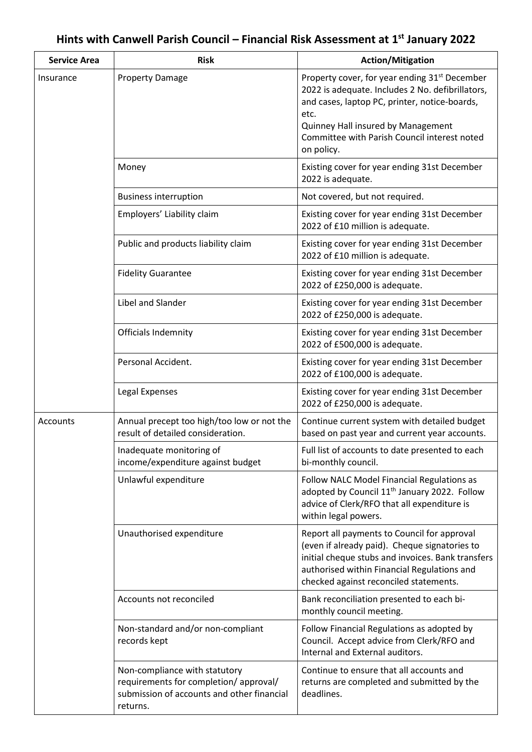# Hints with Canwell Parish Council – Financial Risk Assessment at 1st January 2022

| Service Area | Risk | Action/Mitigation |
|---|---|---|
| Insurance | Property Damage | Property cover, for year ending 31st December 2022 is adequate. Includes 2 No. defibrillators, and cases, laptop PC, printer, notice-boards, etc.<br>Quinney Hall insured by Management Committee with Parish Council interest noted on policy. |
| | Money | Existing cover for year ending 31st December 2022 is adequate. |
| | Business interruption | Not covered, but not required. |
| | Employers' Liability claim | Existing cover for year ending 31st December 2022 of £10 million is adequate. |
| | Public and products liability claim | Existing cover for year ending 31st December 2022 of £10 million is adequate. |
| | Fidelity Guarantee | Existing cover for year ending 31st December 2022 of £250,000 is adequate. |
| | Libel and Slander | Existing cover for year ending 31st December 2022 of £250,000 is adequate. |
| | Officials Indemnity | Existing cover for year ending 31st December 2022 of £500,000 is adequate. |
| | Personal Accident. | Existing cover for year ending 31st December 2022 of £100,000 is adequate. |
| | Legal Expenses | Existing cover for year ending 31st December 2022 of £250,000 is adequate. |
| Accounts | Annual precept too high/too low or not the result of detailed consideration. | Continue current system with detailed budget based on past year and current year accounts. |
| | Inadequate monitoring of income/expenditure against budget | Full list of accounts to date presented to each bi-monthly council. |
| | Unlawful expenditure | Follow NALC Model Financial Regulations as adopted by Council 11th January 2022. Follow advice of Clerk/RFO that all expenditure is within legal powers. |
| | Unauthorised expenditure | Report all payments to Council for approval (even if already paid). Cheque signatories to initial cheque stubs and invoices. Bank transfers authorised within Financial Regulations and checked against reconciled statements. |
| | Accounts not reconciled | Bank reconciliation presented to each bi-monthly council meeting. |
| | Non-standard and/or non-compliant records kept | Follow Financial Regulations as adopted by Council. Accept advice from Clerk/RFO and Internal and External auditors. |
| | Non-compliance with statutory requirements for completion/ approval/ submission of accounts and other financial returns. | Continue to ensure that all accounts and returns are completed and submitted by the deadlines. |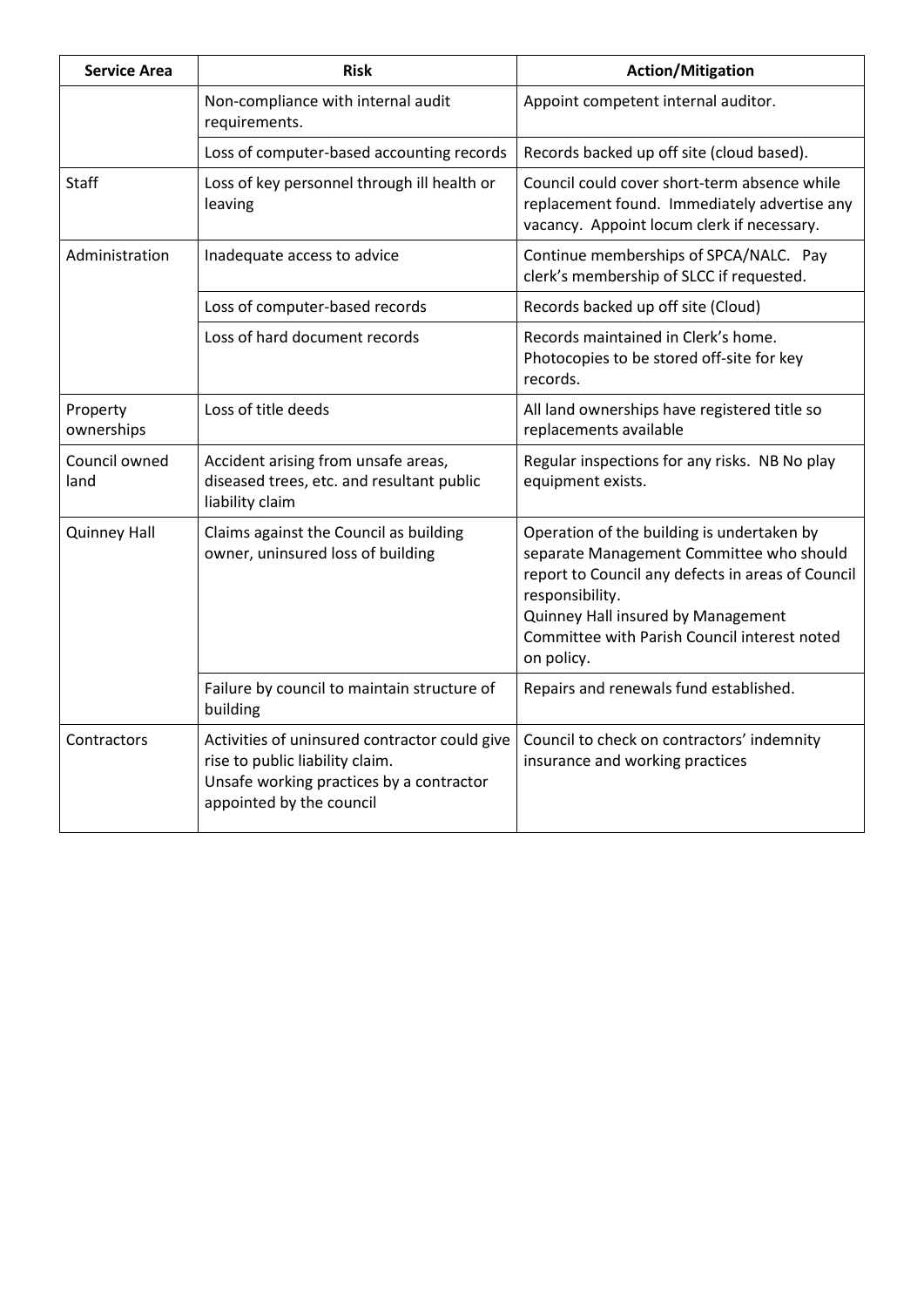| Service Area | Risk | Action/Mitigation |
|---|---|---|
| | Non-compliance with internal audit requirements. | Appoint competent internal auditor. |
| | Loss of computer-based accounting records | Records backed up off site (cloud based). |
| Staff | Loss of key personnel through ill health or leaving | Council could cover short-term absence while replacement found. Immediately advertise any vacancy. Appoint locum clerk if necessary. |
| Administration | Inadequate access to advice | Continue memberships of SPCA/NALC. Pay clerk's membership of SLCC if requested. |
| | Loss of computer-based records | Records backed up off site (Cloud) |
| | Loss of hard document records | Records maintained in Clerk's home. Photocopies to be stored off-site for key records. |
| Property ownerships | Loss of title deeds | All land ownerships have registered title so replacements available |
| Council owned land | Accident arising from unsafe areas, diseased trees, etc. and resultant public liability claim | Regular inspections for any risks. NB No play equipment exists. |
| Quinney Hall | Claims against the Council as building owner, uninsured loss of building | Operation of the building is undertaken by separate Management Committee who should report to Council any defects in areas of Council responsibility.<br>Quinney Hall insured by Management Committee with Parish Council interest noted on policy. |
| | Failure by council to maintain structure of building | Repairs and renewals fund established. |
| Contractors | Activities of uninsured contractor could give rise to public liability claim.<br>Unsafe working practices by a contractor appointed by the council | Council to check on contractors' indemnity insurance and working practices |